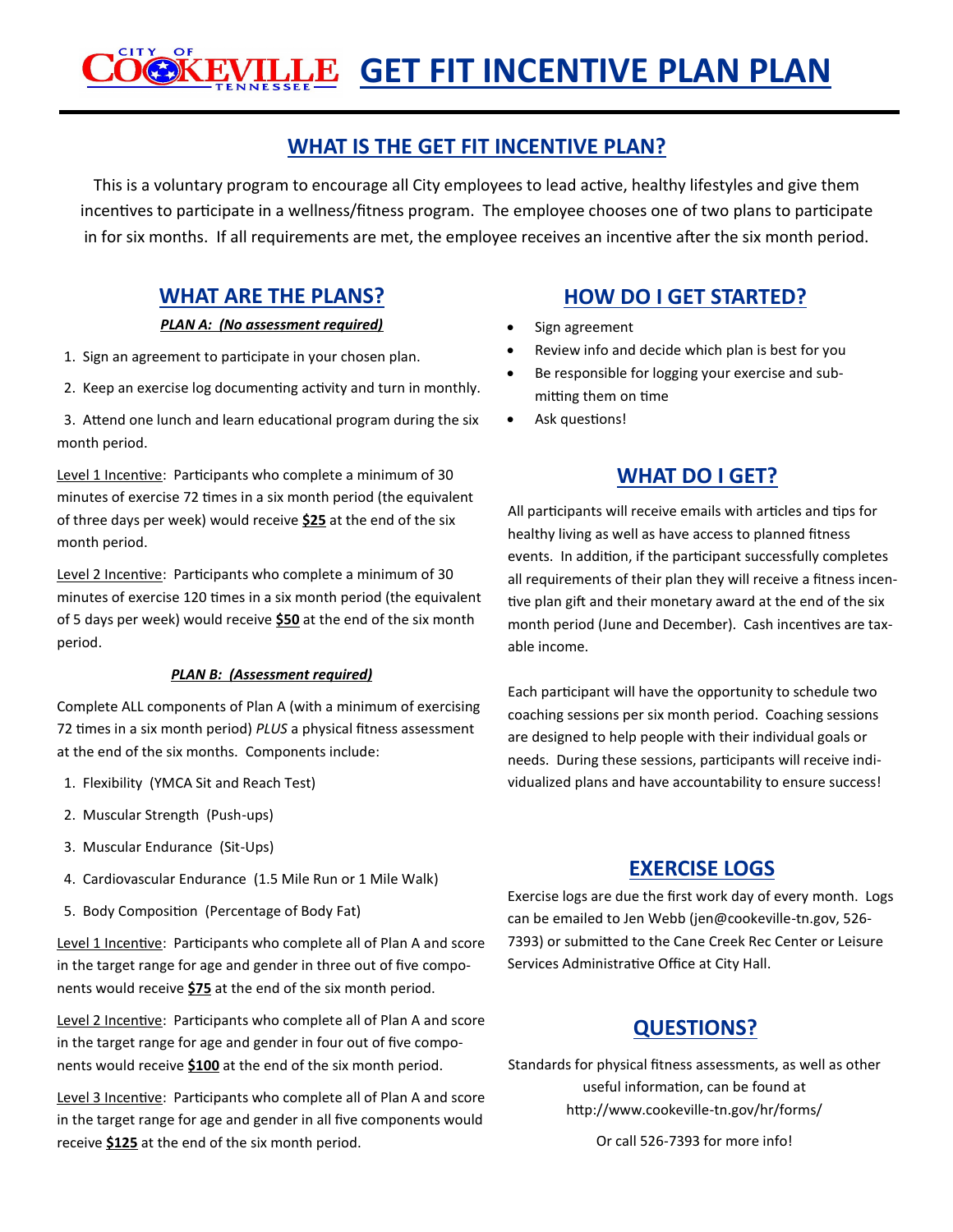# CITY OF COOKEVILLE TENNESSEE GET FIT INCENTIVE PLAN PLAN

## WHAT IS THE GET FIT INCENTIVE PLAN?

This is a voluntary program to encourage all City employees to lead active, healthy lifestyles and give them incentives to participate in a wellness/fitness program. The employee chooses one of two plans to participate in for six months. If all requirements are met, the employee receives an incentive after the six month period.

## WHAT ARE THE PLANS?

***PLAN A: (No assessment required)***

1. Sign an agreement to participate in your chosen plan.
2. Keep an exercise log documenting activity and turn in monthly.
3. Attend one lunch and learn educational program during the six month period.

Level 1 Incentive: Participants who complete a minimum of 30 minutes of exercise 72 times in a six month period (the equivalent of three days per week) would receive **$25** at the end of the six month period.

Level 2 Incentive: Participants who complete a minimum of 30 minutes of exercise 120 times in a six month period (the equivalent of 5 days per week) would receive **$50** at the end of the six month period.

***PLAN B: (Assessment required)***

Complete ALL components of Plan A (with a minimum of exercising 72 times in a six month period) *PLUS* a physical fitness assessment at the end of the six months. Components include:

1. Flexibility (YMCA Sit and Reach Test)
2. Muscular Strength (Push-ups)
3. Muscular Endurance (Sit-Ups)
4. Cardiovascular Endurance (1.5 Mile Run or 1 Mile Walk)
5. Body Composition (Percentage of Body Fat)

Level 1 Incentive: Participants who complete all of Plan A and score in the target range for age and gender in three out of five components would receive **$75** at the end of the six month period.

Level 2 Incentive: Participants who complete all of Plan A and score in the target range for age and gender in four out of five components would receive **$100** at the end of the six month period.

Level 3 Incentive: Participants who complete all of Plan A and score in the target range for age and gender in all five components would receive **$125** at the end of the six month period.

## HOW DO I GET STARTED?

- Sign agreement
- Review info and decide which plan is best for you
- Be responsible for logging your exercise and submitting them on time
- Ask questions!

## WHAT DO I GET?

All participants will receive emails with articles and tips for healthy living as well as have access to planned fitness events. In addition, if the participant successfully completes all requirements of their plan they will receive a fitness incentive plan gift and their monetary award at the end of the six month period (June and December). Cash incentives are taxable income.

Each participant will have the opportunity to schedule two coaching sessions per six month period. Coaching sessions are designed to help people with their individual goals or needs. During these sessions, participants will receive individualized plans and have accountability to ensure success!

## EXERCISE LOGS

Exercise logs are due the first work day of every month. Logs can be emailed to Jen Webb (jen@cookeville-tn.gov, 526-7393) or submitted to the Cane Creek Rec Center or Leisure Services Administrative Office at City Hall.

## QUESTIONS?

Standards for physical fitness assessments, as well as other useful information, can be found at http://www.cookeville-tn.gov/hr/forms/

Or call 526-7393 for more info!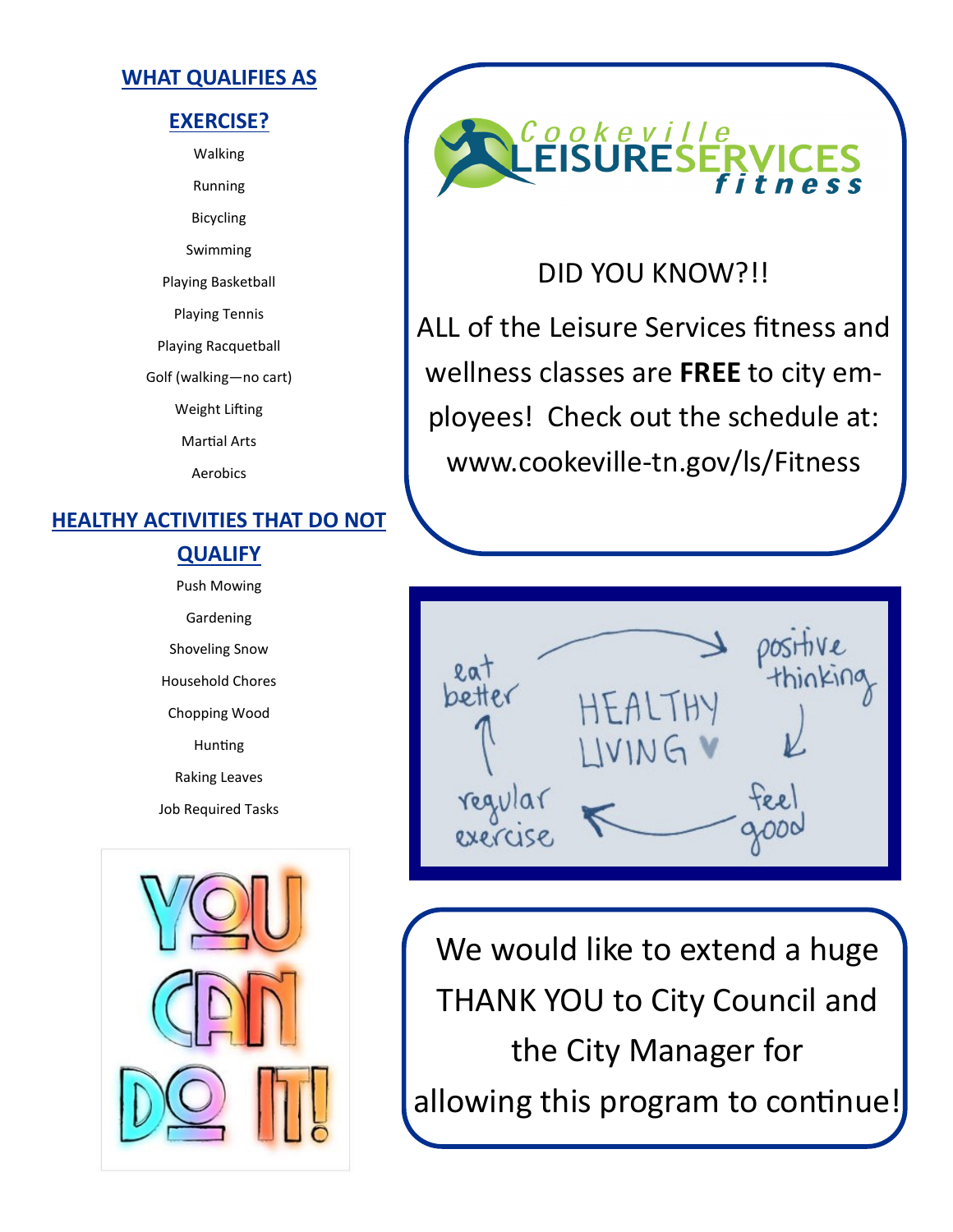## WHAT QUALIFIES AS EXERCISE?

Walking

Running

Bicycling

Swimming

Playing Basketball

Playing Tennis

Playing Racquetball

Golf (walking—no cart)

Weight Lifting

Martial Arts

Aerobics

## HEALTHY ACTIVITIES THAT DO NOT QUALIFY

Push Mowing

Gardening

Shoveling Snow

Household Chores

Chopping Wood

Hunting

Raking Leaves

Job Required Tasks

YOU CAN DO IT!

Cookeville LEISURE SERVICES fitness

DID YOU KNOW?!!

ALL of the Leisure Services fitness and wellness classes are **FREE** to city employees! Check out the schedule at: www.cookeville-tn.gov/ls/Fitness

eat better

positive thinking

HEALTHY LIVING

feel good

regular exercise

We would like to extend a huge THANK YOU to City Council and the City Manager for allowing this program to continue!